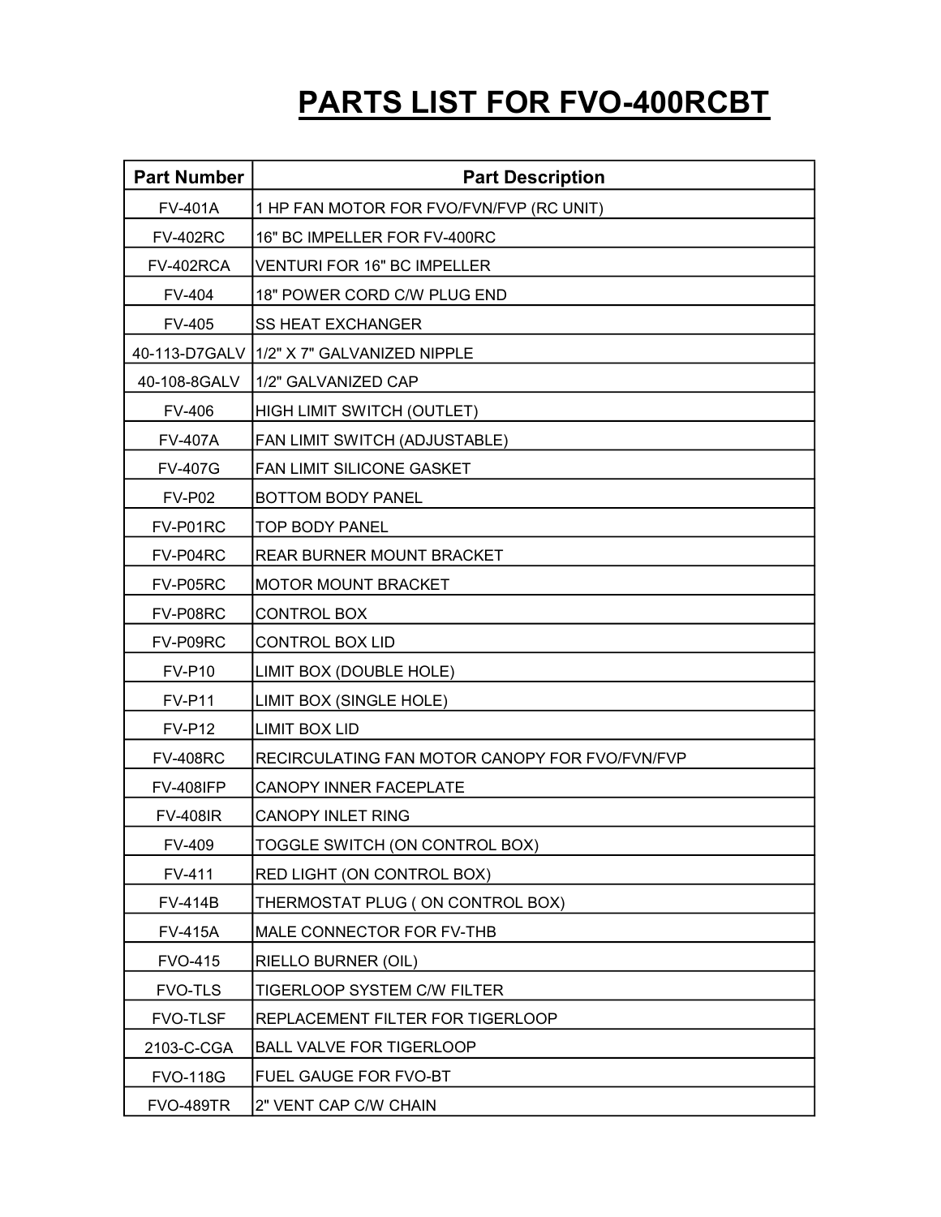# PARTS LIST FOR FVO-400RCBT

| Part Number | Part Description |
|---|---|
| FV-401A | 1 HP FAN MOTOR FOR FVO/FVN/FVP (RC UNIT) |
| FV-402RC | 16" BC IMPELLER FOR FV-400RC |
| FV-402RCA | VENTURI FOR 16" BC IMPELLER |
| FV-404 | 18" POWER CORD C/W PLUG END |
| FV-405 | SS HEAT EXCHANGER |
| 40-113-D7GALV | 1/2" X 7" GALVANIZED NIPPLE |
| 40-108-8GALV | 1/2" GALVANIZED CAP |
| FV-406 | HIGH LIMIT SWITCH (OUTLET) |
| FV-407A | FAN LIMIT SWITCH (ADJUSTABLE) |
| FV-407G | FAN LIMIT SILICONE GASKET |
| FV-P02 | BOTTOM BODY PANEL |
| FV-P01RC | TOP BODY PANEL |
| FV-P04RC | REAR BURNER MOUNT BRACKET |
| FV-P05RC | MOTOR MOUNT BRACKET |
| FV-P08RC | CONTROL BOX |
| FV-P09RC | CONTROL BOX LID |
| FV-P10 | LIMIT BOX (DOUBLE HOLE) |
| FV-P11 | LIMIT BOX (SINGLE HOLE) |
| FV-P12 | LIMIT BOX LID |
| FV-408RC | RECIRCULATING FAN MOTOR CANOPY FOR FVO/FVN/FVP |
| FV-408IFP | CANOPY INNER FACEPLATE |
| FV-408IR | CANOPY INLET RING |
| FV-409 | TOGGLE SWITCH (ON CONTROL BOX) |
| FV-411 | RED LIGHT (ON CONTROL BOX) |
| FV-414B | THERMOSTAT PLUG ( ON CONTROL BOX) |
| FV-415A | MALE CONNECTOR FOR FV-THB |
| FVO-415 | RIELLO BURNER (OIL) |
| FVO-TLS | TIGERLOOP SYSTEM C/W FILTER |
| FVO-TLSF | REPLACEMENT FILTER FOR TIGERLOOP |
| 2103-C-CGA | BALL VALVE FOR TIGERLOOP |
| FVO-118G | FUEL GAUGE FOR FVO-BT |
| FVO-489TR | 2" VENT CAP C/W CHAIN |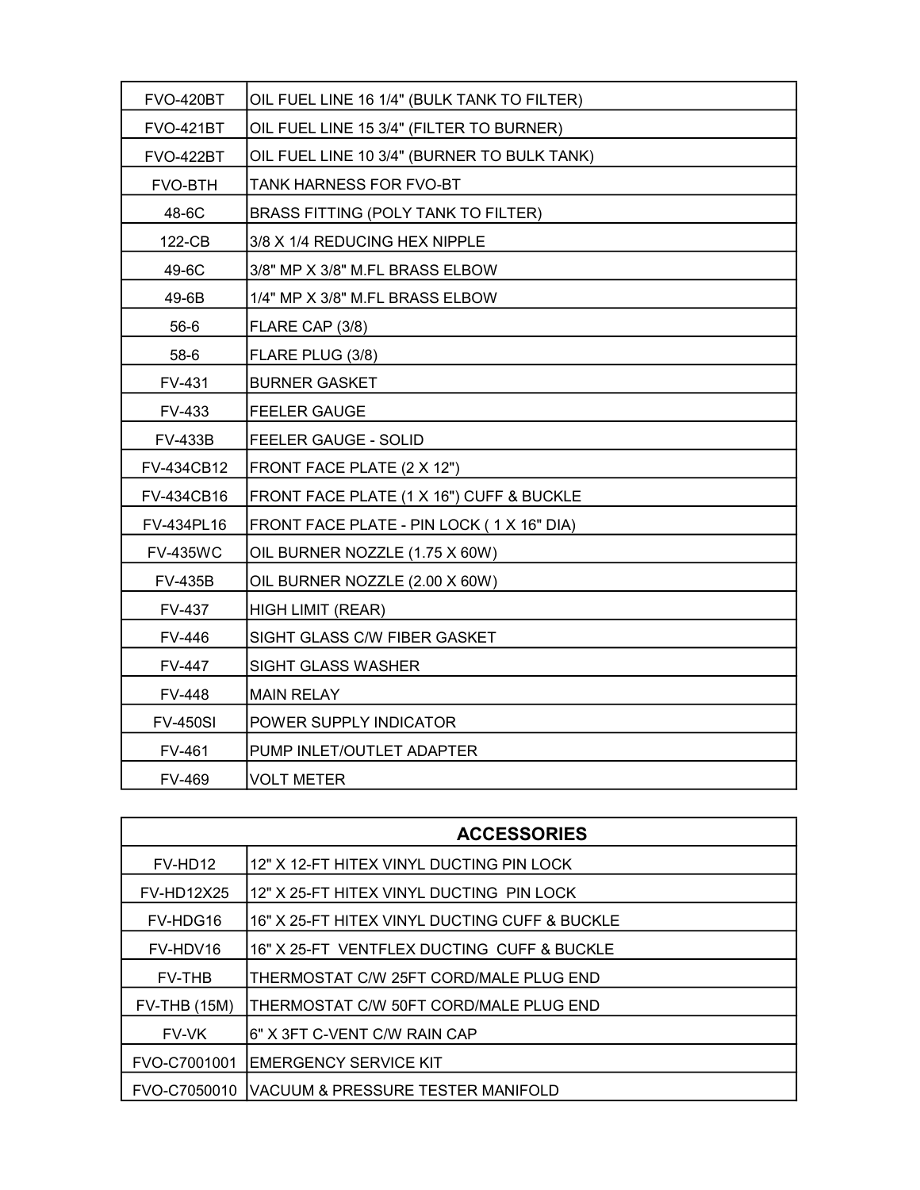| | |
|---|---|
| FVO-420BT | OIL FUEL LINE 16 1/4" (BULK TANK TO FILTER) |
| FVO-421BT | OIL FUEL LINE 15 3/4" (FILTER TO BURNER) |
| FVO-422BT | OIL FUEL LINE 10 3/4" (BURNER TO BULK TANK) |
| FVO-BTH | TANK HARNESS FOR FVO-BT |
| 48-6C | BRASS FITTING (POLY TANK TO FILTER) |
| 122-CB | 3/8 X 1/4 REDUCING HEX NIPPLE |
| 49-6C | 3/8" MP X 3/8" M.FL BRASS ELBOW |
| 49-6B | 1/4" MP X 3/8" M.FL BRASS ELBOW |
| 56-6 | FLARE CAP (3/8) |
| 58-6 | FLARE PLUG (3/8) |
| FV-431 | BURNER GASKET |
| FV-433 | FEELER GAUGE |
| FV-433B | FEELER GAUGE - SOLID |
| FV-434CB12 | FRONT FACE PLATE (2 X 12") |
| FV-434CB16 | FRONT FACE PLATE (1 X 16") CUFF & BUCKLE |
| FV-434PL16 | FRONT FACE PLATE - PIN LOCK ( 1 X 16" DIA) |
| FV-435WC | OIL BURNER NOZZLE (1.75 X 60W) |
| FV-435B | OIL BURNER NOZZLE (2.00 X 60W) |
| FV-437 | HIGH LIMIT (REAR) |
| FV-446 | SIGHT GLASS C/W FIBER GASKET |
| FV-447 | SIGHT GLASS WASHER |
| FV-448 | MAIN RELAY |
| FV-450SI | POWER SUPPLY INDICATOR |
| FV-461 | PUMP INLET/OUTLET ADAPTER |
| FV-469 | VOLT METER |

| | ACCESSORIES |
|---|---|
| FV-HD12 | 12" X 12-FT HITEX VINYL DUCTING PIN LOCK |
| FV-HD12X25 | 12" X 25-FT HITEX VINYL DUCTING PIN LOCK |
| FV-HDG16 | 16" X 25-FT HITEX VINYL DUCTING CUFF & BUCKLE |
| FV-HDV16 | 16" X 25-FT VENTFLEX DUCTING CUFF & BUCKLE |
| FV-THB | THERMOSTAT C/W 25FT CORD/MALE PLUG END |
| FV-THB (15M) | THERMOSTAT C/W 50FT CORD/MALE PLUG END |
| FV-VK | 6" X 3FT C-VENT C/W RAIN CAP |
| FVO-C7001001 | EMERGENCY SERVICE KIT |
| FVO-C7050010 | VACUUM & PRESSURE TESTER MANIFOLD |